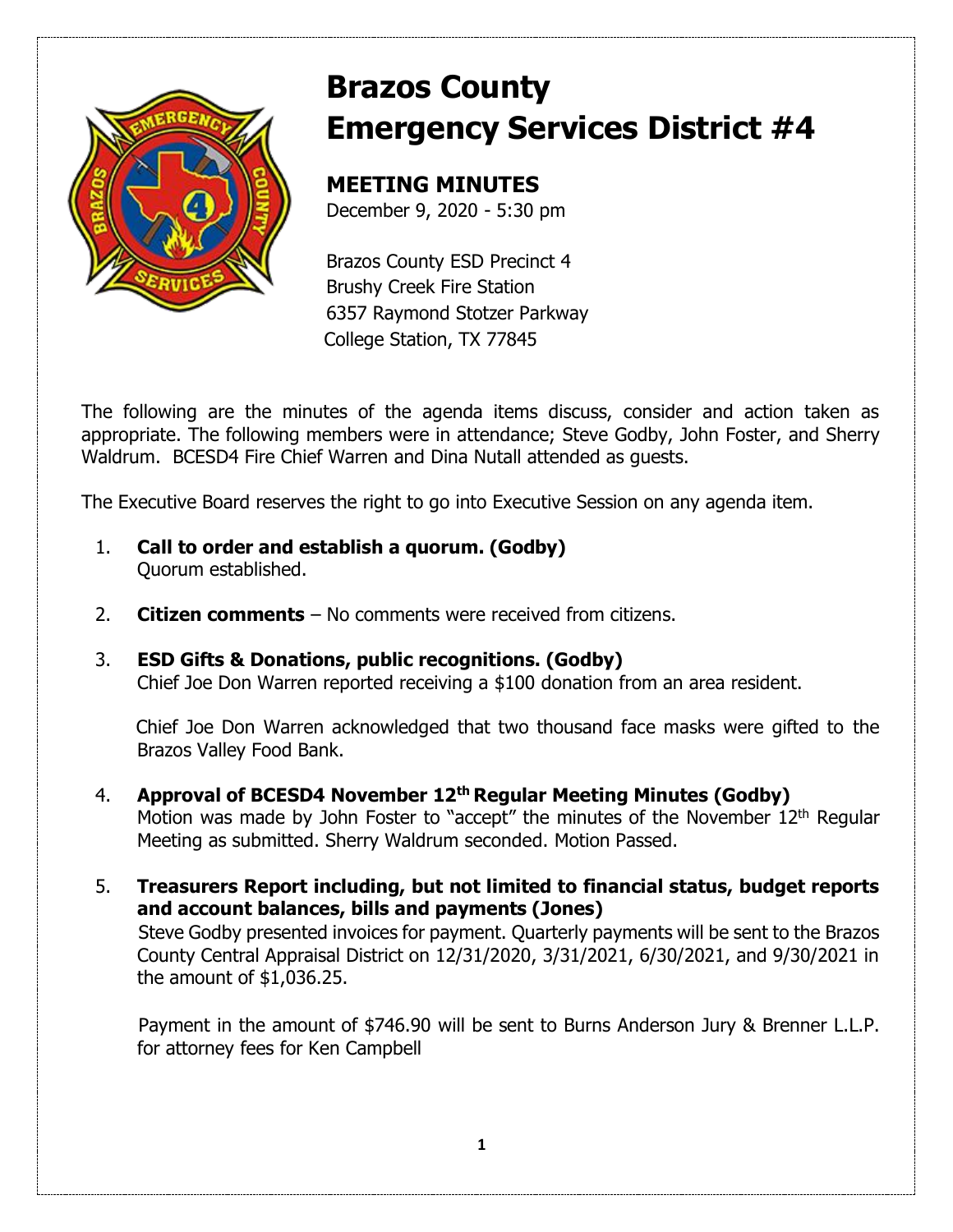# Brazos County Emergency Services District #4

## MEETING MINUTES

December 9, 2020 - 5:30 pm

Brazos County ESD Precinct 4
Brushy Creek Fire Station
6357 Raymond Stotzer Parkway
College Station, TX 77845

The following are the minutes of the agenda items discuss, consider and action taken as appropriate. The following members were in attendance; Steve Godby, John Foster, and Sherry Waldrum. BCESD4 Fire Chief Warren and Dina Nutall attended as guests.

The Executive Board reserves the right to go into Executive Session on any agenda item.

1. **Call to order and establish a quorum. (Godby)**
   Quorum established.

2. **Citizen comments** – No comments were received from citizens.

3. **ESD Gifts & Donations, public recognitions. (Godby)**
   Chief Joe Don Warren reported receiving a $100 donation from an area resident.

   Chief Joe Don Warren acknowledged that two thousand face masks were gifted to the Brazos Valley Food Bank.

4. **Approval of BCESD4 November 12th Regular Meeting Minutes (Godby)**
   Motion was made by John Foster to "accept" the minutes of the November 12th Regular Meeting as submitted. Sherry Waldrum seconded. Motion Passed.

5. **Treasurers Report including, but not limited to financial status, budget reports and account balances, bills and payments (Jones)**
   Steve Godby presented invoices for payment. Quarterly payments will be sent to the Brazos County Central Appraisal District on 12/31/2020, 3/31/2021, 6/30/2021, and 9/30/2021 in the amount of $1,036.25.

   Payment in the amount of $746.90 will be sent to Burns Anderson Jury & Brenner L.L.P. for attorney fees for Ken Campbell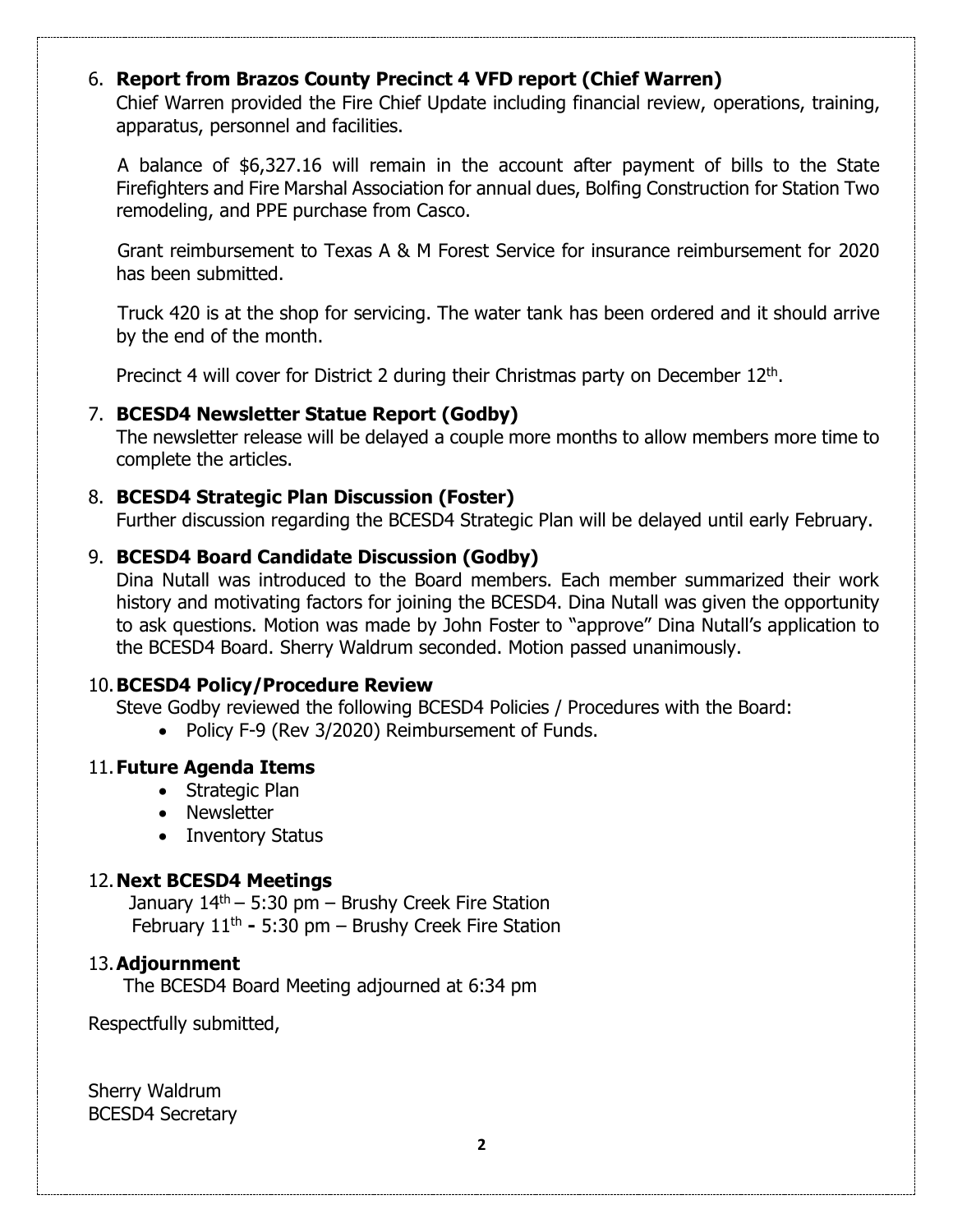6. **Report from Brazos County Precinct 4 VFD report (Chief Warren)**
   Chief Warren provided the Fire Chief Update including financial review, operations, training, apparatus, personnel and facilities.

   A balance of $6,327.16 will remain in the account after payment of bills to the State Firefighters and Fire Marshal Association for annual dues, Bolfing Construction for Station Two remodeling, and PPE purchase from Casco.

   Grant reimbursement to Texas A & M Forest Service for insurance reimbursement for 2020 has been submitted.

   Truck 420 is at the shop for servicing. The water tank has been ordered and it should arrive by the end of the month.

   Precinct 4 will cover for District 2 during their Christmas party on December 12th.

7. **BCESD4 Newsletter Statue Report (Godby)**
   The newsletter release will be delayed a couple more months to allow members more time to complete the articles.

8. **BCESD4 Strategic Plan Discussion (Foster)**
   Further discussion regarding the BCESD4 Strategic Plan will be delayed until early February.

9. **BCESD4 Board Candidate Discussion (Godby)**
   Dina Nutall was introduced to the Board members. Each member summarized their work history and motivating factors for joining the BCESD4. Dina Nutall was given the opportunity to ask questions. Motion was made by John Foster to "approve" Dina Nutall's application to the BCESD4 Board. Sherry Waldrum seconded. Motion passed unanimously.

10. **BCESD4 Policy/Procedure Review**
    Steve Godby reviewed the following BCESD4 Policies / Procedures with the Board:
    - Policy F-9 (Rev 3/2020) Reimbursement of Funds.

11. **Future Agenda Items**
    - Strategic Plan
    - Newsletter
    - Inventory Status

12. **Next BCESD4 Meetings**
    January 14th – 5:30 pm – Brushy Creek Fire Station
    February 11th - 5:30 pm – Brushy Creek Fire Station

13. **Adjournment**
    The BCESD4 Board Meeting adjourned at 6:34 pm

Respectfully submitted,

Sherry Waldrum
BCESD4 Secretary